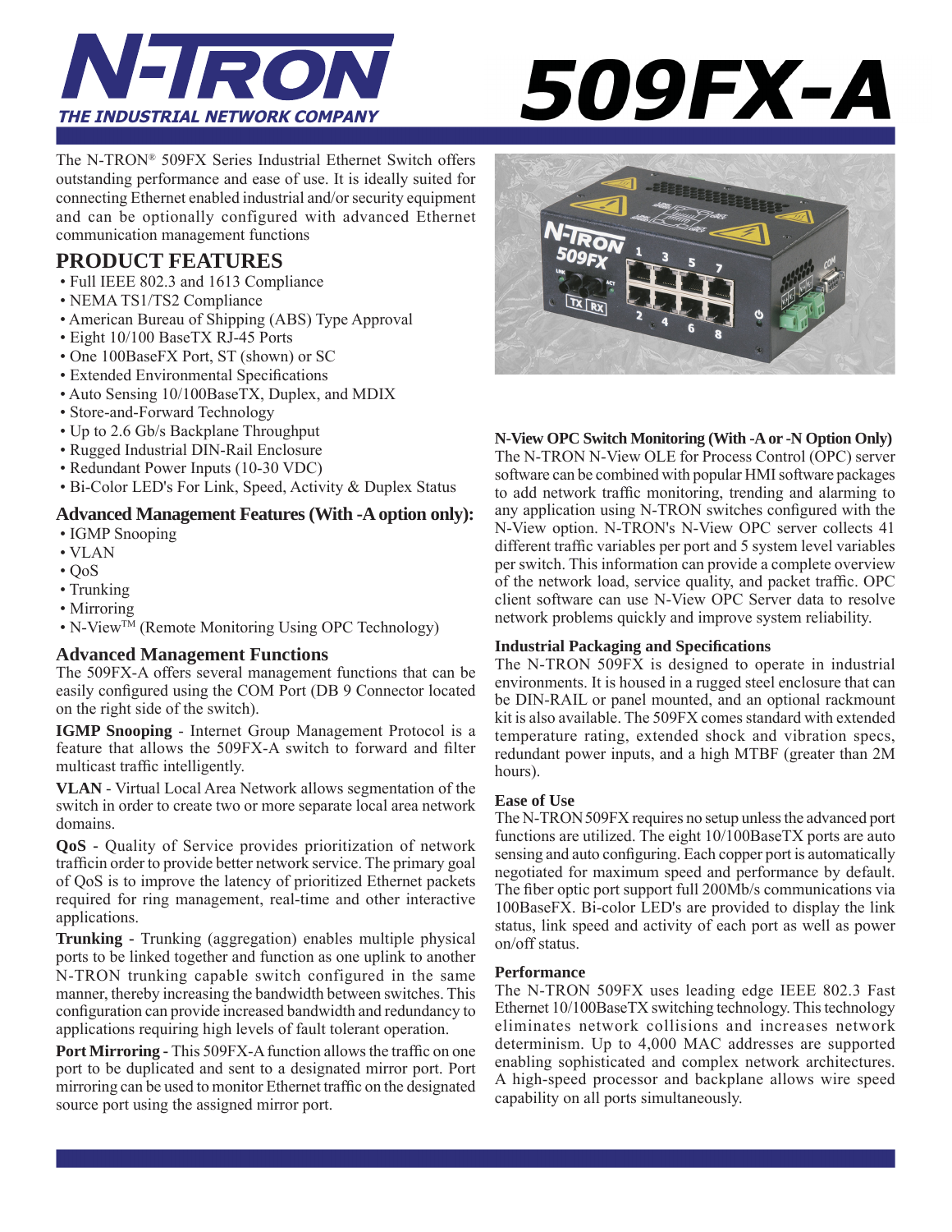# N-TRON

*THE INDUSTRIAL NETWORK COMPANY*

# 509FX-A

The N-TRON® 509FX Series Industrial Ethernet Switch offers outstanding performance and ease of use. It is ideally suited for connecting Ethernet enabled industrial and/or security equipment and can be optionally configured with advanced Ethernet communication management functions

## PRODUCT FEATURES

- Full IEEE 802.3 and 1613 Compliance
- NEMA TS1/TS2 Compliance
- American Bureau of Shipping (ABS) Type Approval
- Eight 10/100 BaseTX RJ-45 Ports
- One 100BaseFX Port, ST (shown) or SC
- Extended Environmental Specifications
- Auto Sensing 10/100BaseTX, Duplex, and MDIX
- Store-and-Forward Technology
- Up to 2.6 Gb/s Backplane Throughput
- Rugged Industrial DIN-Rail Enclosure
- Redundant Power Inputs (10-30 VDC)
- Bi-Color LED's For Link, Speed, Activity & Duplex Status

### Advanced Management Features (With -A option only):

- IGMP Snooping
- VLAN
- QoS
- Trunking
- Mirroring
- N-View™ (Remote Monitoring Using OPC Technology)

### Advanced Management Functions

The 509FX-A offers several management functions that can be easily configured using the COM Port (DB 9 Connector located on the right side of the switch).

**IGMP Snooping** - Internet Group Management Protocol is a feature that allows the 509FX-A switch to forward and filter multicast traffic intelligently.

**VLAN** - Virtual Local Area Network allows segmentation of the switch in order to create two or more separate local area network domains.

**QoS** - Quality of Service provides prioritization of network trafficin order to provide better network service. The primary goal of QoS is to improve the latency of prioritized Ethernet packets required for ring management, real-time and other interactive applications.

**Trunking** - Trunking (aggregation) enables multiple physical ports to be linked together and function as one uplink to another N-TRON trunking capable switch configured in the same manner, thereby increasing the bandwidth between switches. This configuration can provide increased bandwidth and redundancy to applications requiring high levels of fault tolerant operation.

**Port Mirroring** - This 509FX-A function allows the traffic on one port to be duplicated and sent to a designated mirror port. Port mirroring can be used to monitor Ethernet traffic on the designated source port using the assigned mirror port.

### N-View OPC Switch Monitoring (With -A or -N Option Only)

The N-TRON N-View OLE for Process Control (OPC) server software can be combined with popular HMI software packages to add network traffic monitoring, trending and alarming to any application using N-TRON switches configured with the N-View option. N-TRON's N-View OPC server collects 41 different traffic variables per port and 5 system level variables per switch. This information can provide a complete overview of the network load, service quality, and packet traffic. OPC client software can use N-View OPC Server data to resolve network problems quickly and improve system reliability.

### Industrial Packaging and Specifications

The N-TRON 509FX is designed to operate in industrial environments. It is housed in a rugged steel enclosure that can be DIN-RAIL or panel mounted, and an optional rackmount kit is also available. The 509FX comes standard with extended temperature rating, extended shock and vibration specs, redundant power inputs, and a high MTBF (greater than 2M hours).

### Ease of Use

The N-TRON 509FX requires no setup unless the advanced port functions are utilized. The eight 10/100BaseTX ports are auto sensing and auto configuring. Each copper port is automatically negotiated for maximum speed and performance by default. The fiber optic port support full 200Mb/s communications via 100BaseFX. Bi-color LED's are provided to display the link status, link speed and activity of each port as well as power on/off status.

### Performance

The N-TRON 509FX uses leading edge IEEE 802.3 Fast Ethernet 10/100BaseTX switching technology. This technology eliminates network collisions and increases network determinism. Up to 4,000 MAC addresses are supported enabling sophisticated and complex network architectures. A high-speed processor and backplane allows wire speed capability on all ports simultaneously.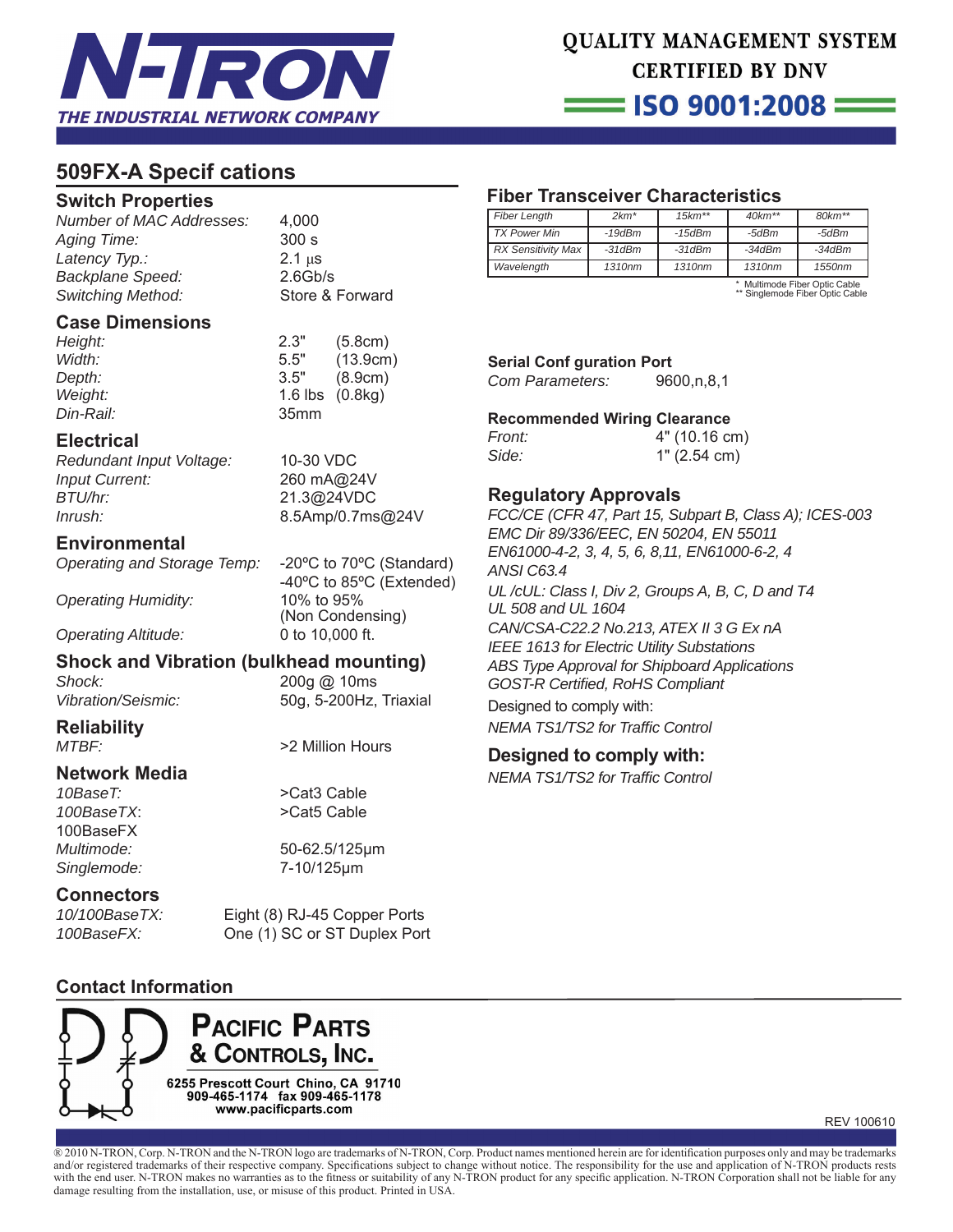# 509FX-A Specif cations

## Switch Properties

| | |
|---|---|
| *Number of MAC Addresses:* | 4,000 |
| *Aging Time:* | 300 s |
| *Latency Typ.:* | 2.1 µs |
| *Backplane Speed:* | 2.6Gb/s |
| *Switching Method:* | Store & Forward |

## Case Dimensions

| | | |
|---|---|---|
| *Height:* | 2.3" | (5.8cm) |
| *Width:* | 5.5" | (13.9cm) |
| *Depth:* | 3.5" | (8.9cm) |
| *Weight:* | 1.6 lbs | (0.8kg) |
| *Din-Rail:* | 35mm | |

## Electrical

| | |
|---|---|
| *Redundant Input Voltage:* | 10-30 VDC |
| *Input Current:* | 260 mA@24V |
| *BTU/hr:* | 21.3@24VDC |
| *Inrush:* | 8.5Amp/0.7ms@24V |

## Environmental

| | |
|---|---|
| *Operating and Storage Temp:* | -20ºC to 70ºC (Standard)<br>-40ºC to 85ºC (Extended) |
| *Operating Humidity:* | 10% to 95%<br>(Non Condensing) |
| *Operating Altitude:* | 0 to 10,000 ft. |

## Shock and Vibration (bulkhead mounting)

| | |
|---|---|
| *Shock:* | 200g @ 10ms |
| *Vibration/Seismic:* | 50g, 5-200Hz, Triaxial |

## Reliability

| | |
|---|---|
| *MTBF:* | >2 Million Hours |

## Network Media

| | |
|---|---|
| *10BaseT:* | >Cat3 Cable |
| *100BaseTX:* | >Cat5 Cable |
| 100BaseFX | |
| *Multimode:* | 50-62.5/125µm |
| *Singlemode:* | 7-10/125µm |

## Connectors

| | |
|---|---|
| *10/100BaseTX:* | Eight (8) RJ-45 Copper Ports |
| *100BaseFX:* | One (1) SC or ST Duplex Port |

## Fiber Transceiver Characteristics

| Fiber Length | 2km* | 15km** | 40km** | 80km** |
|---|---|---|---|---|
| TX Power Min | -19dBm | -15dBm | -5dBm | -5dBm |
| RX Sensitivity Max | -31dBm | -31dBm | -34dBm | -34dBm |
| Wavelength | 1310nm | 1310nm | 1310nm | 1550nm |

\* Multimode Fiber Optic Cable
\** Singlemode Fiber Optic Cable

### Serial Conf guration Port

| | |
|---|---|
| *Com Parameters:* | 9600,n,8,1 |

### Recommended Wiring Clearance

| | |
|---|---|
| *Front:* | 4" (10.16 cm) |
| *Side:* | 1" (2.54 cm) |

## Regulatory Approvals

*FCC/CE (CFR 47, Part 15, Subpart B, Class A); ICES-003*
*EMC Dir 89/336/EEC, EN 50204, EN 55011*
*EN61000-4-2, 3, 4, 5, 6, 8,11, EN61000-6-2, 4*
*ANSI C63.4*
*UL /cUL: Class I, Div 2, Groups A, B, C, D and T4*
*UL 508 and UL 1604*
*CAN/CSA-C22.2 No.213, ATEX II 3 G Ex nA*
*IEEE 1613 for Electric Utility Substations*
*ABS Type Approval for Shipboard Applications*
*GOST-R Certified, RoHS Compliant*

Designed to comply with:
*NEMA TS1/TS2 for Traffic Control*

## Designed to comply with:

*NEMA TS1/TS2 for Traffic Control*

## Contact Information

**Pacific Parts & Controls, Inc.**
6255 Prescott Court Chino, CA 91710
909-465-1174 fax 909-465-1178
www.pacificparts.com

REV 100610

® 2010 N-TRON, Corp. N-TRON and the N-TRON logo are trademarks of N-TRON, Corp. Product names mentioned herein are for identification purposes only and may be trademarks and/or registered trademarks of their respective company. Specifications subject to change without notice. The responsibility for the use and application of N-TRON products rests with the end user. N-TRON makes no warranties as to the fitness or suitability of any N-TRON product for any specific application. N-TRON Corporation shall not be liable for any damage resulting from the installation, use, or misuse of this product. Printed in USA.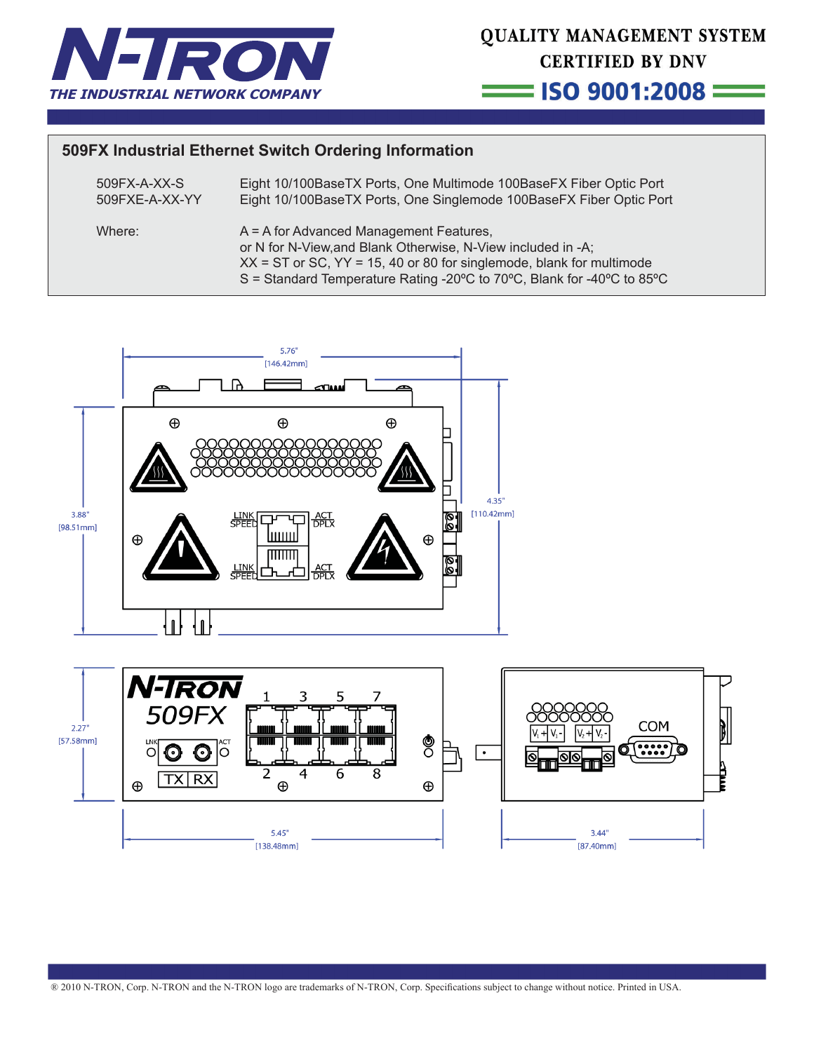## 509FX Industrial Ethernet Switch Ordering Information

| | |
|---|---|
| 509FX-A-XX-S | Eight 10/100BaseTX Ports, One Multimode 100BaseFX Fiber Optic Port |
| 509FXE-A-XX-YY | Eight 10/100BaseTX Ports, One Singlemode 100BaseFX Fiber Optic Port |
| Where: | A = A for Advanced Management Features, or N for N-View,and Blank Otherwise, N-View included in -A; XX = ST or SC, YY = 15, 40 or 80 for singlemode, blank for multimode S = Standard Temperature Rating -20ºC to 70ºC, Blank for -40ºC to 85ºC |

5.76"
[146.42mm]

4.35"
[110.42mm]

3.88"
[98.51mm]

LINK SPEED
ACT DPLX

2.27"
[57.58mm]

N-TRON
509FX

1 3 5 7
2 4 6 8

LNK ACT
TX RX

$V_1$+ $V_1$- $V_2$+ $V_2$-
COM

5.45"
[138.48mm]

3.44"
[87.40mm]

® 2010 N-TRON, Corp. N-TRON and the N-TRON logo are trademarks of N-TRON, Corp. Specifications subject to change without notice. Printed in USA.